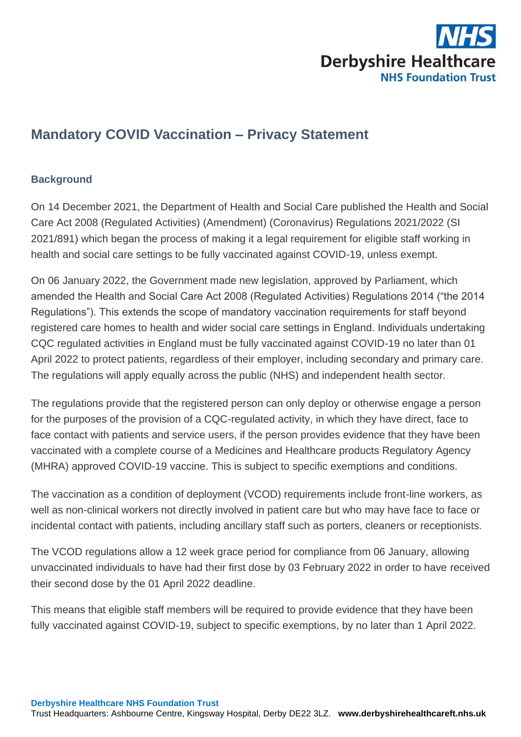# Mandatory COVID Vaccination – Privacy Statement

## Background

On 14 December 2021, the Department of Health and Social Care published the Health and Social Care Act 2008 (Regulated Activities) (Amendment) (Coronavirus) Regulations 2021/2022 (SI 2021/891) which began the process of making it a legal requirement for eligible staff working in health and social care settings to be fully vaccinated against COVID-19, unless exempt.

On 06 January 2022, the Government made new legislation, approved by Parliament, which amended the Health and Social Care Act 2008 (Regulated Activities) Regulations 2014 ("the 2014 Regulations"). This extends the scope of mandatory vaccination requirements for staff beyond registered care homes to health and wider social care settings in England. Individuals undertaking CQC regulated activities in England must be fully vaccinated against COVID-19 no later than 01 April 2022 to protect patients, regardless of their employer, including secondary and primary care. The regulations will apply equally across the public (NHS) and independent health sector.

The regulations provide that the registered person can only deploy or otherwise engage a person for the purposes of the provision of a CQC-regulated activity, in which they have direct, face to face contact with patients and service users, if the person provides evidence that they have been vaccinated with a complete course of a Medicines and Healthcare products Regulatory Agency (MHRA) approved COVID-19 vaccine. This is subject to specific exemptions and conditions.

The vaccination as a condition of deployment (VCOD) requirements include front-line workers, as well as non-clinical workers not directly involved in patient care but who may have face to face or incidental contact with patients, including ancillary staff such as porters, cleaners or receptionists.

The VCOD regulations allow a 12 week grace period for compliance from 06 January, allowing unvaccinated individuals to have had their first dose by 03 February 2022 in order to have received their second dose by the 01 April 2022 deadline.

This means that eligible staff members will be required to provide evidence that they have been fully vaccinated against COVID-19, subject to specific exemptions, by no later than 1 April 2022.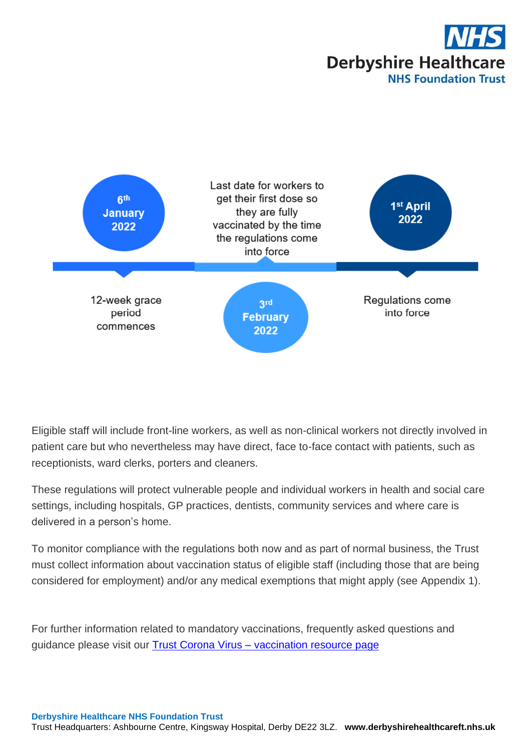**6th January 2022** — 12-week grace period commences

**3rd February 2022** — Last date for workers to get their first dose so they are fully vaccinated by the time the regulations come into force

**1st April 2022** — Regulations come into force

Eligible staff will include front-line workers, as well as non-clinical workers not directly involved in patient care but who nevertheless may have direct, face to-face contact with patients, such as receptionists, ward clerks, porters and cleaners.

These regulations will protect vulnerable people and individual workers in health and social care settings, including hospitals, GP practices, dentists, community services and where care is delivered in a person's home.

To monitor compliance with the regulations both now and as part of normal business, the Trust must collect information about vaccination status of eligible staff (including those that are being considered for employment) and/or any medical exemptions that might apply (see Appendix 1).

For further information related to mandatory vaccinations, frequently asked questions and guidance please visit our [Trust Corona Virus – vaccination resource page]()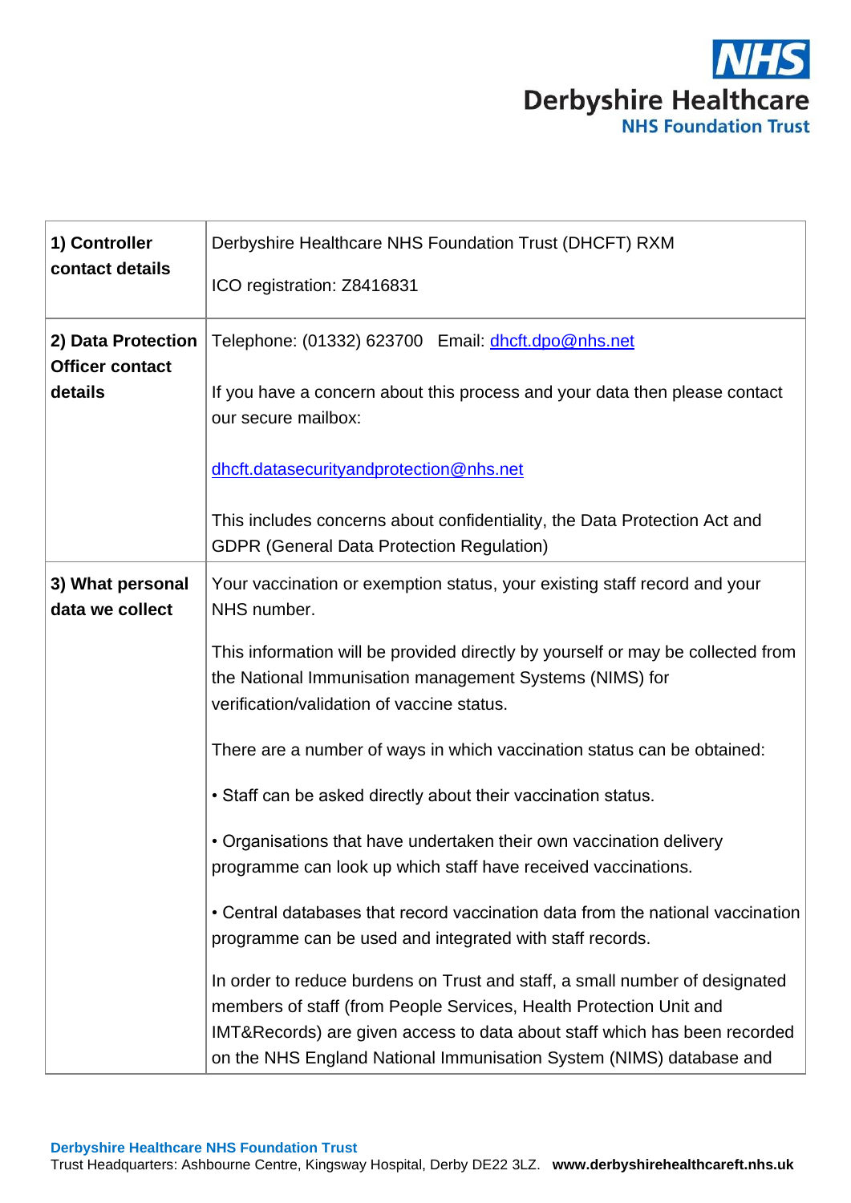| | |
|---|---|
| **1) Controller contact details** | Derbyshire Healthcare NHS Foundation Trust (DHCFT) RXM<br><br>ICO registration: Z8416831 |
| **2) Data Protection Officer contact details** | Telephone: (01332) 623700   Email: dhcft.dpo@nhs.net<br><br>If you have a concern about this process and your data then please contact our secure mailbox:<br><br>dhcft.datasecurityandprotection@nhs.net<br><br>This includes concerns about confidentiality, the Data Protection Act and GDPR (General Data Protection Regulation) |
| **3) What personal data we collect** | Your vaccination or exemption status, your existing staff record and your NHS number.<br><br>This information will be provided directly by yourself or may be collected from the National Immunisation management Systems (NIMS) for verification/validation of vaccine status.<br><br>There are a number of ways in which vaccination status can be obtained:<br><br>• Staff can be asked directly about their vaccination status.<br><br>• Organisations that have undertaken their own vaccination delivery programme can look up which staff have received vaccinations.<br><br>• Central databases that record vaccination data from the national vaccination programme can be used and integrated with staff records.<br><br>In order to reduce burdens on Trust and staff, a small number of designated members of staff (from People Services, Health Protection Unit and IMT&Records) are given access to data about staff which has been recorded on the NHS England National Immunisation System (NIMS) database and |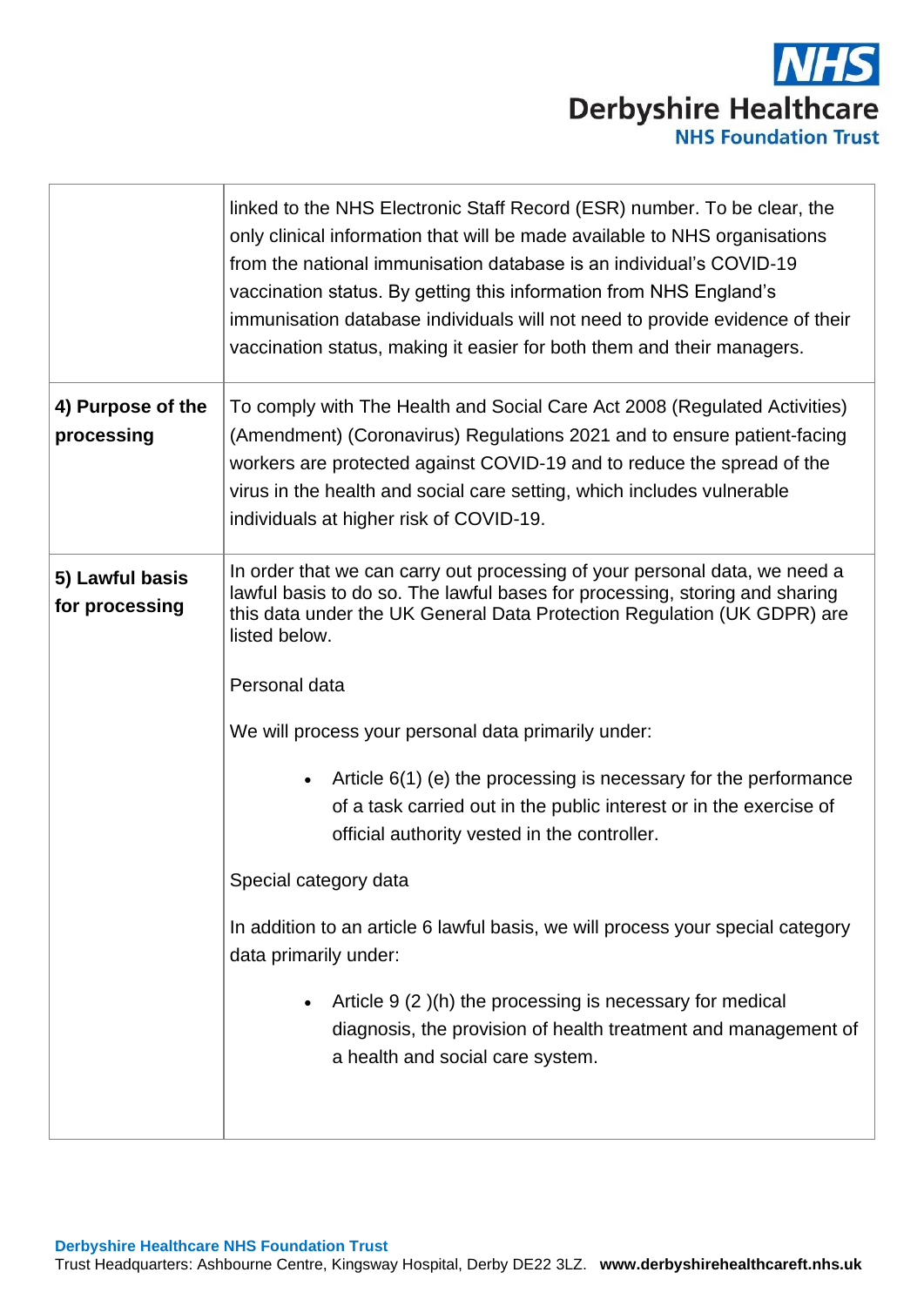| | |
|---|---|
| | linked to the NHS Electronic Staff Record (ESR) number. To be clear, the only clinical information that will be made available to NHS organisations from the national immunisation database is an individual's COVID-19 vaccination status. By getting this information from NHS England's immunisation database individuals will not need to provide evidence of their vaccination status, making it easier for both them and their managers. |
| **4) Purpose of the processing** | To comply with The Health and Social Care Act 2008 (Regulated Activities) (Amendment) (Coronavirus) Regulations 2021 and to ensure patient-facing workers are protected against COVID-19 and to reduce the spread of the virus in the health and social care setting, which includes vulnerable individuals at higher risk of COVID-19. |
| **5) Lawful basis for processing** | In order that we can carry out processing of your personal data, we need a lawful basis to do so. The lawful bases for processing, storing and sharing this data under the UK General Data Protection Regulation (UK GDPR) are listed below.<br><br>Personal data<br><br>We will process your personal data primarily under:<br><br>• Article 6(1) (e) the processing is necessary for the performance of a task carried out in the public interest or in the exercise of official authority vested in the controller.<br><br>Special category data<br><br>In addition to an article 6 lawful basis, we will process your special category data primarily under:<br><br>• Article 9 (2 )(h) the processing is necessary for medical diagnosis, the provision of health treatment and management of a health and social care system. |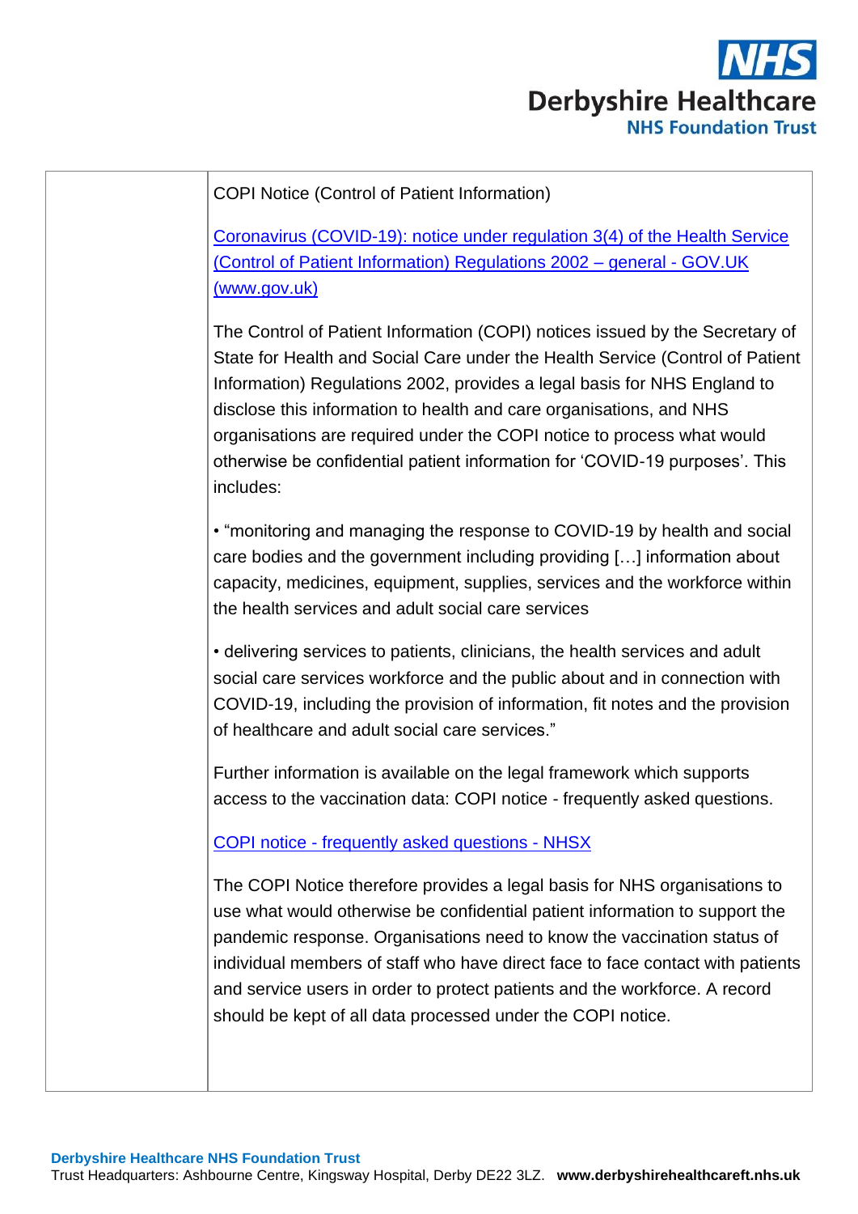| | |
|---|---|
| | COPI Notice (Control of Patient Information)<br><br>Coronavirus (COVID-19): notice under regulation 3(4) of the Health Service (Control of Patient Information) Regulations 2002 – general - GOV.UK (www.gov.uk)<br><br>The Control of Patient Information (COPI) notices issued by the Secretary of State for Health and Social Care under the Health Service (Control of Patient Information) Regulations 2002, provides a legal basis for NHS England to disclose this information to health and care organisations, and NHS organisations are required under the COPI notice to process what would otherwise be confidential patient information for 'COVID-19 purposes'. This includes:<br><br>• "monitoring and managing the response to COVID-19 by health and social care bodies and the government including providing […] information about capacity, medicines, equipment, supplies, services and the workforce within the health services and adult social care services<br><br>• delivering services to patients, clinicians, the health services and adult social care services workforce and the public about and in connection with COVID-19, including the provision of information, fit notes and the provision of healthcare and adult social care services."<br><br>Further information is available on the legal framework which supports access to the vaccination data: COPI notice - frequently asked questions.<br><br>COPI notice - frequently asked questions - NHSX<br><br>The COPI Notice therefore provides a legal basis for NHS organisations to use what would otherwise be confidential patient information to support the pandemic response. Organisations need to know the vaccination status of individual members of staff who have direct face to face contact with patients and service users in order to protect patients and the workforce. A record should be kept of all data processed under the COPI notice. |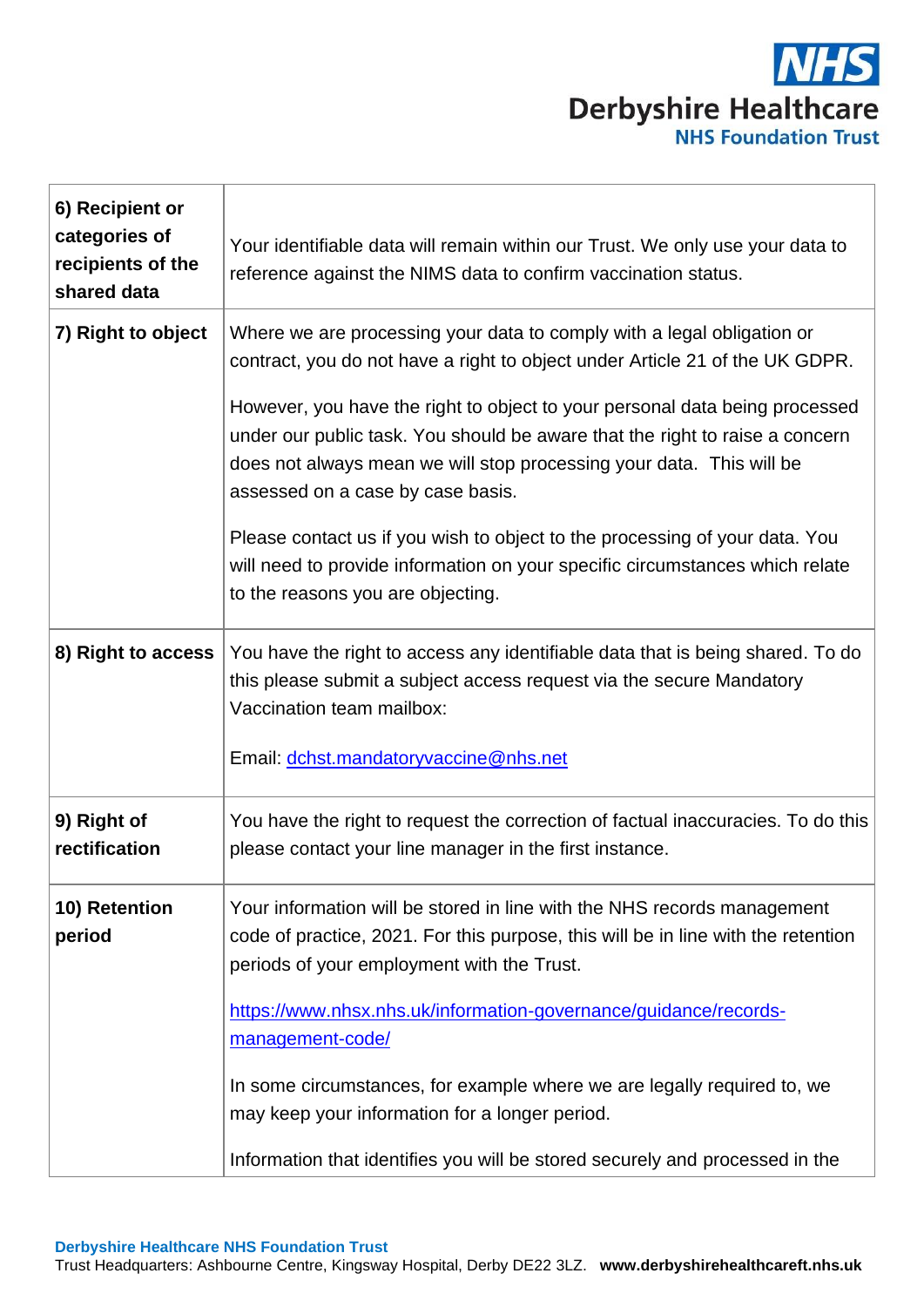| | |
|---|---|
| **6) Recipient or categories of recipients of the shared data** | Your identifiable data will remain within our Trust. We only use your data to reference against the NIMS data to confirm vaccination status. |
| **7) Right to object** | Where we are processing your data to comply with a legal obligation or contract, you do not have a right to object under Article 21 of the UK GDPR.<br><br>However, you have the right to object to your personal data being processed under our public task. You should be aware that the right to raise a concern does not always mean we will stop processing your data. This will be assessed on a case by case basis.<br><br>Please contact us if you wish to object to the processing of your data. You will need to provide information on your specific circumstances which relate to the reasons you are objecting. |
| **8) Right to access** | You have the right to access any identifiable data that is being shared. To do this please submit a subject access request via the secure Mandatory Vaccination team mailbox:<br><br>Email: dchst.mandatoryvaccine@nhs.net |
| **9) Right of rectification** | You have the right to request the correction of factual inaccuracies. To do this please contact your line manager in the first instance. |
| **10) Retention period** | Your information will be stored in line with the NHS records management code of practice, 2021. For this purpose, this will be in line with the retention periods of your employment with the Trust.<br><br>https://www.nhsx.nhs.uk/information-governance/guidance/records-management-code/<br><br>In some circumstances, for example where we are legally required to, we may keep your information for a longer period.<br><br>Information that identifies you will be stored securely and processed in the |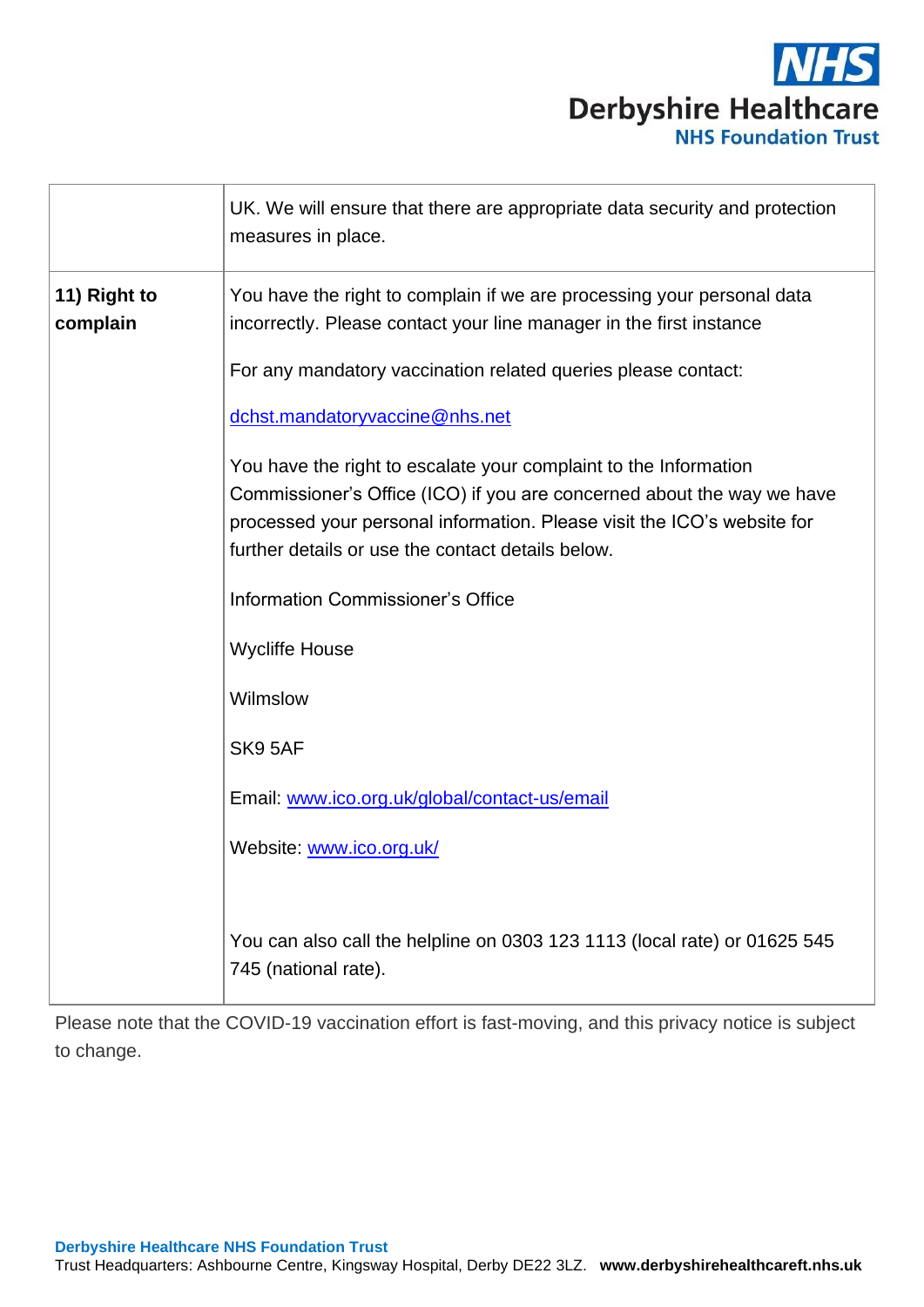| | |
|---|---|
| | UK. We will ensure that there are appropriate data security and protection measures in place. |
| **11) Right to complain** | You have the right to complain if we are processing your personal data incorrectly. Please contact your line manager in the first instance<br><br>For any mandatory vaccination related queries please contact:<br><br>dchst.mandatoryvaccine@nhs.net<br><br>You have the right to escalate your complaint to the Information Commissioner's Office (ICO) if you are concerned about the way we have processed your personal information. Please visit the ICO's website for further details or use the contact details below.<br><br>Information Commissioner's Office<br><br>Wycliffe House<br><br>Wilmslow<br><br>SK9 5AF<br><br>Email: www.ico.org.uk/global/contact-us/email<br><br>Website: www.ico.org.uk/<br><br>You can also call the helpline on 0303 123 1113 (local rate) or 01625 545 745 (national rate). |

Please note that the COVID-19 vaccination effort is fast-moving, and this privacy notice is subject to change.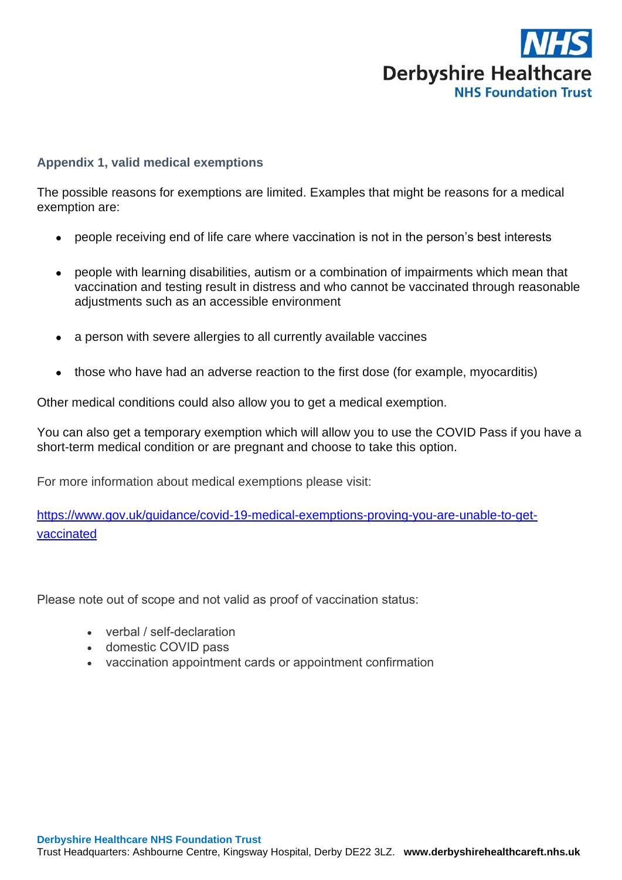## Appendix 1, valid medical exemptions

The possible reasons for exemptions are limited. Examples that might be reasons for a medical exemption are:

- people receiving end of life care where vaccination is not in the person's best interests
- people with learning disabilities, autism or a combination of impairments which mean that vaccination and testing result in distress and who cannot be vaccinated through reasonable adjustments such as an accessible environment
- a person with severe allergies to all currently available vaccines
- those who have had an adverse reaction to the first dose (for example, myocarditis)

Other medical conditions could also allow you to get a medical exemption.

You can also get a temporary exemption which will allow you to use the COVID Pass if you have a short-term medical condition or are pregnant and choose to take this option.

For more information about medical exemptions please visit:

https://www.gov.uk/guidance/covid-19-medical-exemptions-proving-you-are-unable-to-get-vaccinated

Please note out of scope and not valid as proof of vaccination status:

- verbal / self-declaration
- domestic COVID pass
- vaccination appointment cards or appointment confirmation